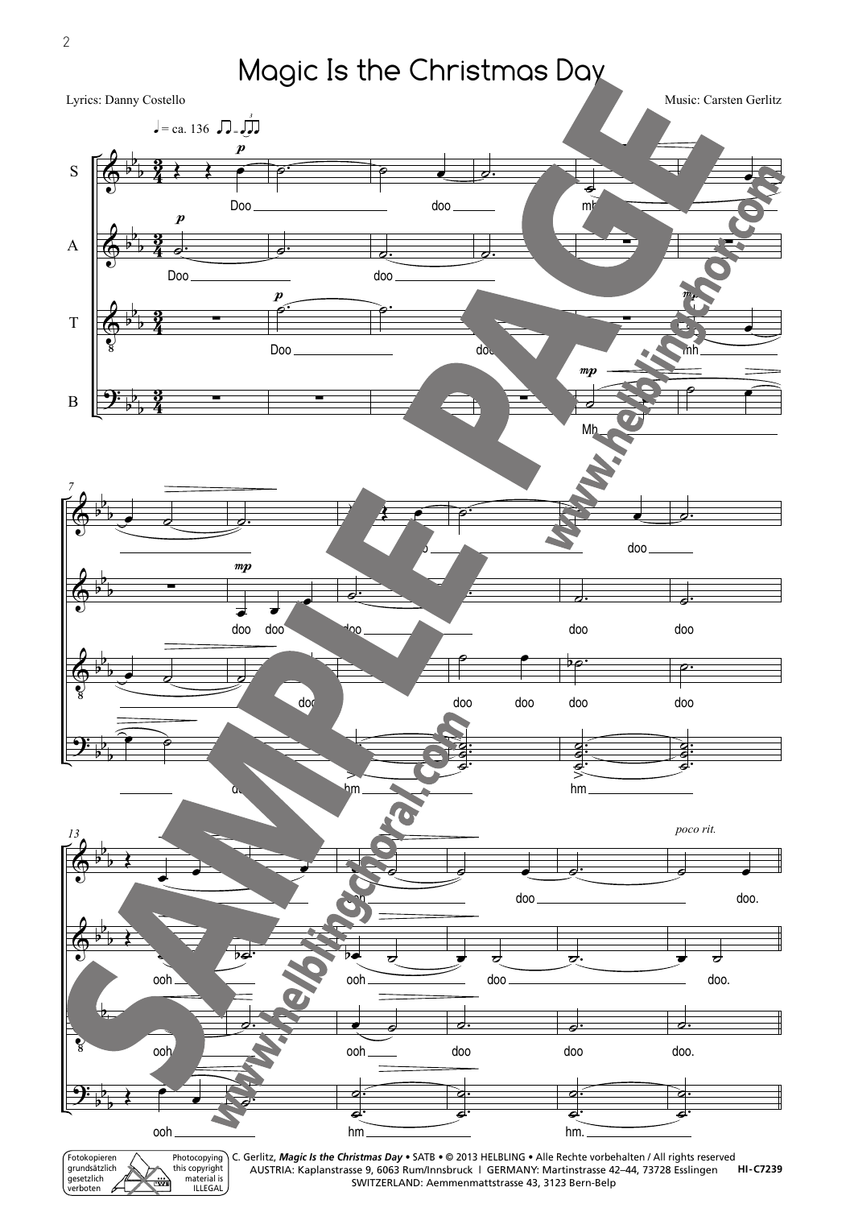# Magic Is the Christmas Day

Lyrics: Danny Costello

Music: Carsten Gerlitz

C. Gerlitz, ***Magic Is the Christmas Day*** • SATB • © 2013 HELBLING • Alle Rechte vorbehalten / All rights reserved
AUSTRIA: Kaplanstrasse 9, 6063 Rum/Innsbruck | GERMANY: Martinstrasse 42–44, 73728 Esslingen
SWITZERLAND: Aemmenmattstrasse 43, 3123 Bern-Belp

HI-C7239

Fotokopieren grundsätzlich gesetzlich verboten

Photocopying this copyright material is ILLEGAL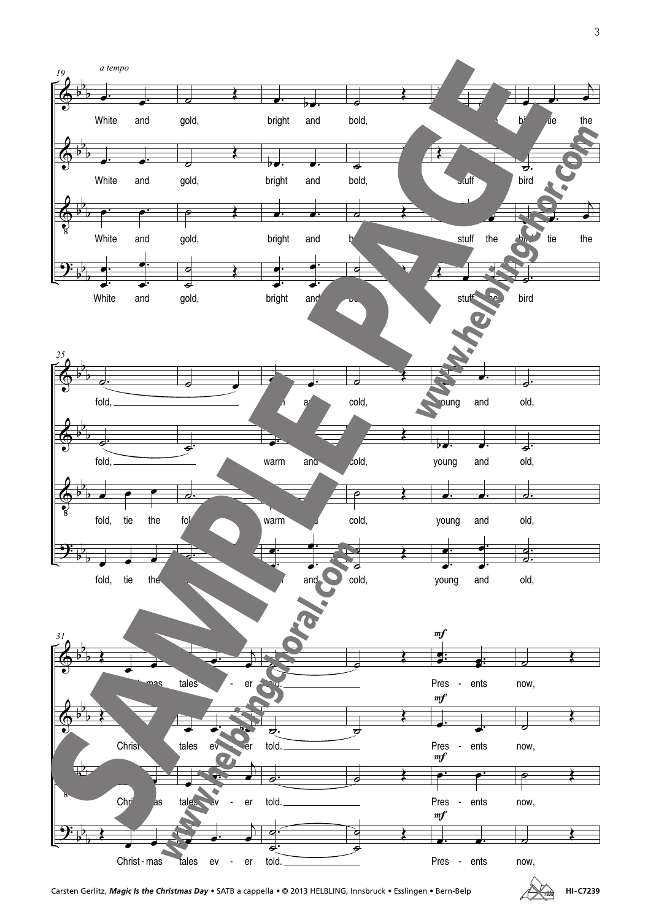*a tempo*

19

White and gold, bright and bold, stuff the bird, tie the

White and gold, bright and bold, stuff bird

White and gold, bright and bold, stuff the bird, tie the

White and gold, bright and bold, stuff the bird

25

fold, warm and cold, young and old,

fold, warm and cold, young and old,

fold, tie the fold, warm and cold, young and old,

fold, tie the fold, warm and cold, young and old,

31

Christ - mas tales ev - er told. *mf* Pres - ents now,

Christ - mas tales ev - er told. *mf* Pres - ents now,

Christ - mas tales ev - er told. *mf* Pres - ents now,

Christ - mas tales ev - er told. *mf* Pres - ents now,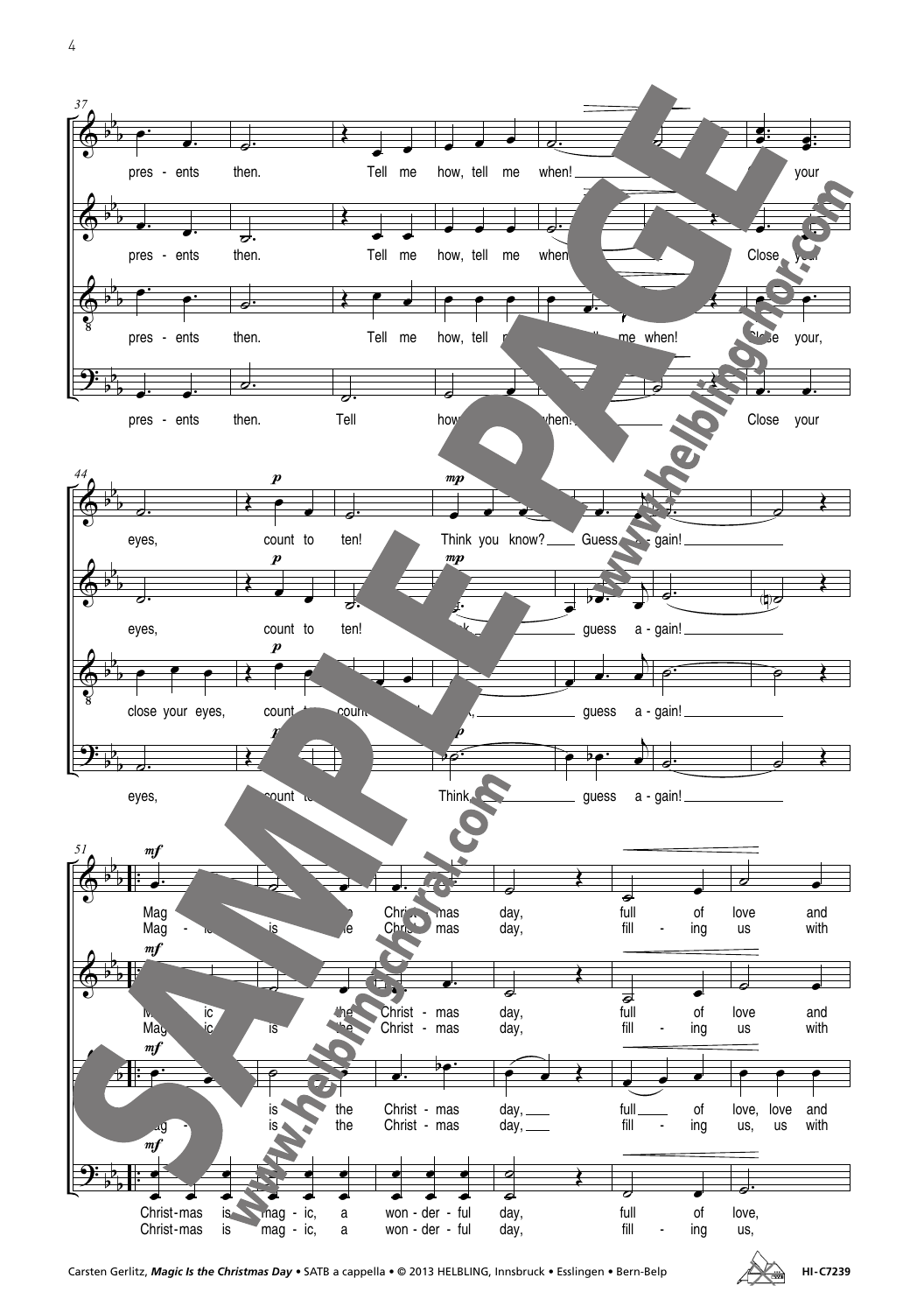**37**

Soprano: pres - ents then. Tell me how, tell me when! ___ your

Alto: pres - ents then. Tell me how, tell me when ___ Close your

Tenor: pres - ents then. Tell me how, tell me when! Close your,

Bass: pres - ents then. Tell how when! ___ Close your

**44**

Soprano: *p* eyes, count to ten! *mp* Think you know? ___ Guess a - gain! ___

Alto: *p* eyes, count to ten! *mp* guess a - gain! ___

Tenor: *p* close your eyes, count to count guess a - gain! ___

Bass: *p* eyes, count to *mp* Think, ___ guess a - gain! ___

**51**

Soprano: *mf* Mag - ic is the Christ - mas day, full of love and / Mag - ic is the Christ - mas day, fill - ing us with

Alto: *mf* Mag - ic is the Christ - mas day, full of love and / Mag - ic is the Christ - mas day, fill - ing us with

Tenor: *mf* Mag - ic is the Christ - mas day, ___ full ___ of love, love and / Mag - ic is the Christ - mas day, ___ fill - ing us, us with

Bass: *mf* Christ-mas is mag - ic, a won - der - ful day, full of love, / Christ-mas is mag - ic, a won - der - ful day, fill - ing us,